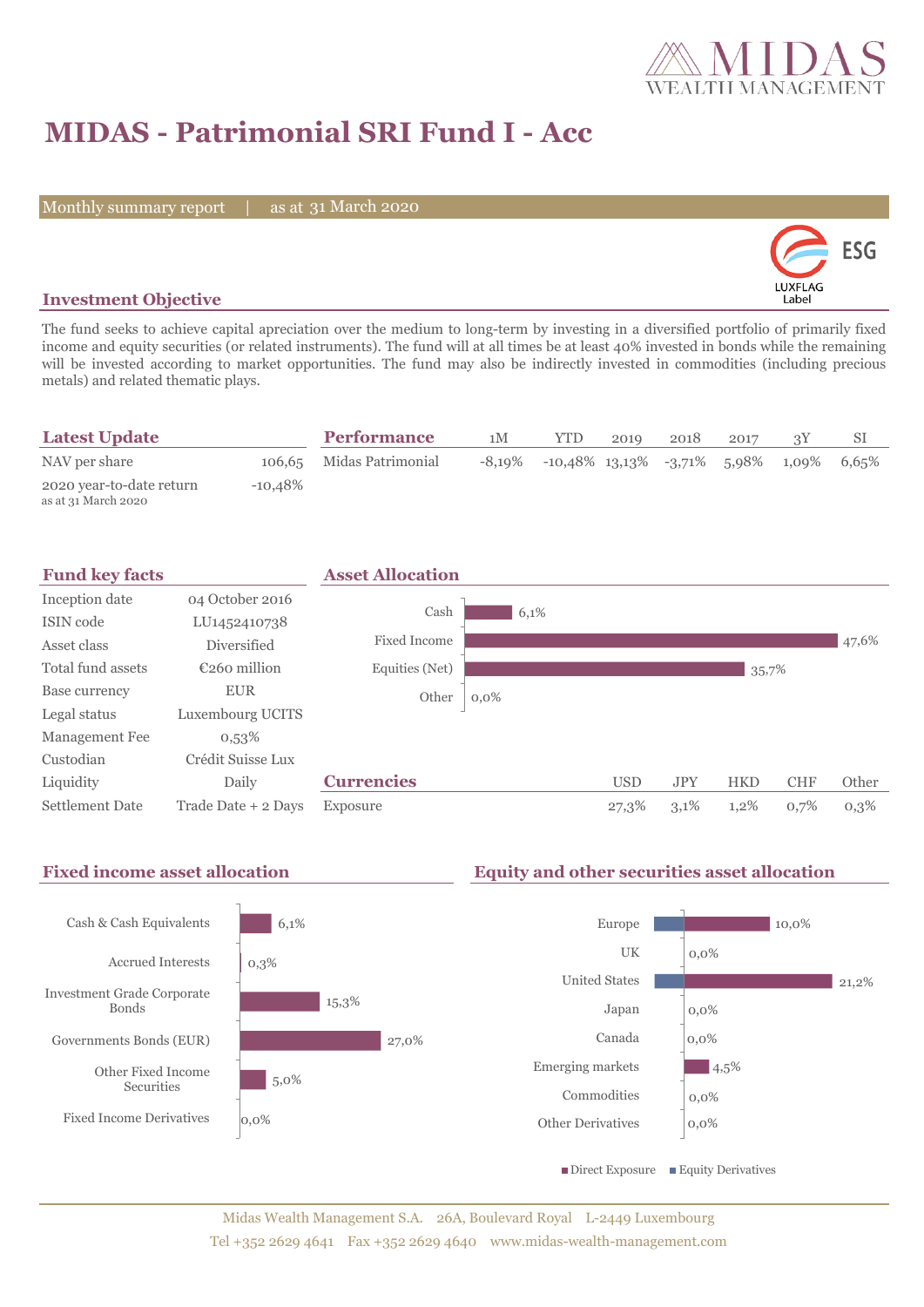# MIDAS - Patrimonial SRI Fund I - Acc

Monthly summary report | as at 31 March 2020

## Investment Objective

The fund seeks to achieve capital apreciation over the medium to long-term by investing in a diversified portfolio of primarily fixed income and equity securities (or related instruments). The fund will at all times be at least 40% invested in bonds while the remaining will be invested according to market opportunities. The fund may also be indirectly invested in commodities (including precious metals) and related thematic plays.

## Latest Update

| | |
|---|---|
| NAV per share | 106,65 |
| 2020 year-to-date return (as at 31 March 2020) | -10,48% |

## Performance

| | 1M | YTD | 2019 | 2018 | 2017 | 3Y | SI |
|---|---|---|---|---|---|---|---|
| Midas Patrimonial | -8,19% | -10,48% | 13,13% | -3,71% | 5,98% | 1,09% | 6,65% |

## Fund key facts

| | |
|---|---|
| Inception date | 04 October 2016 |
| ISIN code | LU1452410738 |
| Asset class | Diversified |
| Total fund assets | €260 million |
| Base currency | EUR |
| Legal status | Luxembourg UCITS |
| Management Fee | 0,53% |
| Custodian | Crédit Suisse Lux |
| Liquidity | Daily |
| Settlement Date | Trade Date + 2 Days |

## Asset Allocation

| | |
|---|---|
| Cash | 6,1% |
| Fixed Income | 47,6% |
| Equities (Net) | 35,7% |
| Other | 0,0% |

## Currencies

| | USD | JPY | HKD | CHF | Other |
|---|---|---|---|---|---|
| Exposure | 27,3% | 3,1% | 1,2% | 0,7% | 0,3% |

## Fixed income asset allocation

| | |
|---|---|
| Cash & Cash Equivalents | 6,1% |
| Accrued Interests | 0,3% |
| Investment Grade Corporate Bonds | 15,3% |
| Governments Bonds (EUR) | 27,0% |
| Other Fixed Income Securities | 5,0% |
| Fixed Income Derivatives | 0,0% |

## Equity and other securities asset allocation

| | |
|---|---|
| Europe | 10,0% |
| UK | 0,0% |
| United States | 21,2% |
| Japan | 0,0% |
| Canada | 0,0% |
| Emerging markets | 4,5% |
| Commodities | 0,0% |
| Other Derivatives | 0,0% |

■ Direct Exposure ■ Equity Derivatives

Midas Wealth Management S.A. 26A, Boulevard Royal L-2449 Luxembourg
Tel +352 2629 4641 Fax +352 2629 4640 www.midas-wealth-management.com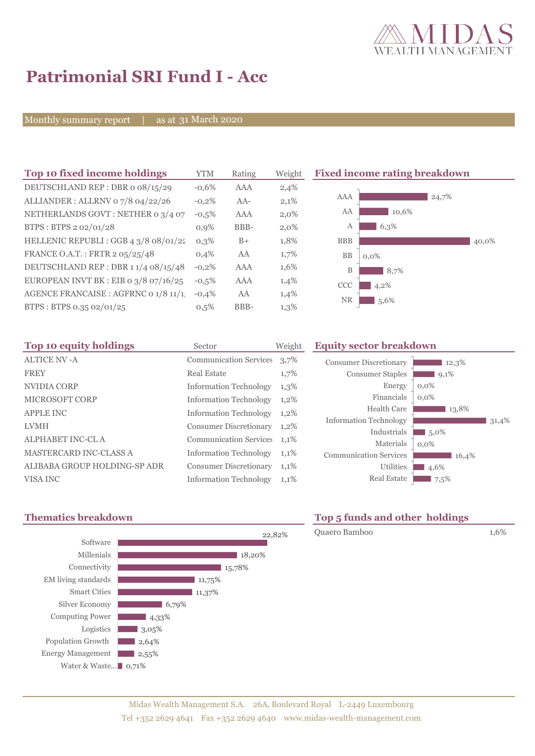# Patrimonial SRI Fund I - Acc

Monthly summary report | as at 31 March 2020

## Top 10 fixed income holdings

| Top 10 fixed income holdings | YTM | Rating | Weight |
|---|---|---|---|
| DEUTSCHLAND REP : DBR 0 08/15/29 | -0,6% | AAA | 2,4% |
| ALLIANDER : ALLRNV 0 7/8 04/22/26 | -0,2% | AA- | 2,1% |
| NETHERLANDS GOVT : NETHER 0 3/4 07 | -0,5% | AAA | 2,0% |
| BTPS : BTPS 2 02/01/28 | 0,9% | BBB- | 2,0% |
| HELLENIC REPUBLI : GGB 4 3/8 08/01/22 | 0,3% | B+ | 1,8% |
| FRANCE O.A.T. : FRTR 2 05/25/48 | 0,4% | AA | 1,7% |
| DEUTSCHLAND REP : DBR 1 1/4 08/15/48 | -0,2% | AAA | 1,6% |
| EUROPEAN INVT BK : EIB 0 3/8 07/16/25 | -0,5% | AAA | 1,4% |
| AGENCE FRANCAISE : AGFRNC 0 1/8 11/1 | -0,4% | AA | 1,4% |
| BTPS : BTPS 0.35 02/01/25 | 0,5% | BBB- | 1,3% |

## Fixed income rating breakdown

| Rating | Weight |
|---|---|
| AAA | 24,7% |
| AA | 10,6% |
| A | 6,3% |
| BBB | 40,0% |
| BB | 0,0% |
| B | 8,7% |
| CCC | 4,2% |
| NR | 5,6% |

## Top 10 equity holdings

| Top 10 equity holdings | Sector | Weight |
|---|---|---|
| ALTICE NV -A | Communication Services | 3,7% |
| FREY | Real Estate | 1,7% |
| NVIDIA CORP | Information Technology | 1,3% |
| MICROSOFT CORP | Information Technology | 1,2% |
| APPLE INC | Information Technology | 1,2% |
| LVMH | Consumer Discretionary | 1,2% |
| ALPHABET INC-CL A | Communication Services | 1,1% |
| MASTERCARD INC-CLASS A | Information Technology | 1,1% |
| ALIBABA GROUP HOLDING-SP ADR | Consumer Discretionary | 1,1% |
| VISA INC | Information Technology | 1,1% |

## Equity sector breakdown

| Sector | Weight |
|---|---|
| Consumer Discretionary | 12,3% |
| Consumer Staples | 9,1% |
| Energy | 0,0% |
| Financials | 0,0% |
| Health Care | 13,8% |
| Information Technology | 31,4% |
| Industrials | 5,0% |
| Materials | 0,0% |
| Communication Services | 16,4% |
| Utilities | 4,6% |
| Real Estate | 7,5% |

## Thematics breakdown

| Theme | Weight |
|---|---|
| Software | 22,82% |
| Millenials | 18,20% |
| Connectivity | 15,78% |
| EM living standards | 11,75% |
| Smart Cities | 11,37% |
| Silver Economy | 6,79% |
| Computing Power | 4,33% |
| Logistics | 3,05% |
| Population Growth | 2,64% |
| Energy Management | 2,55% |
| Water & Waste... | 0,71% |

## Top 5 funds and other holdings

| Fund | Weight |
|---|---|
| Quaero Bamboo | 1,6% |

Midas Wealth Management S.A. 26A, Boulevard Royal L-2449 Luxembourg
Tel +352 2629 4641 Fax +352 2629 4640 www.midas-wealth-management.com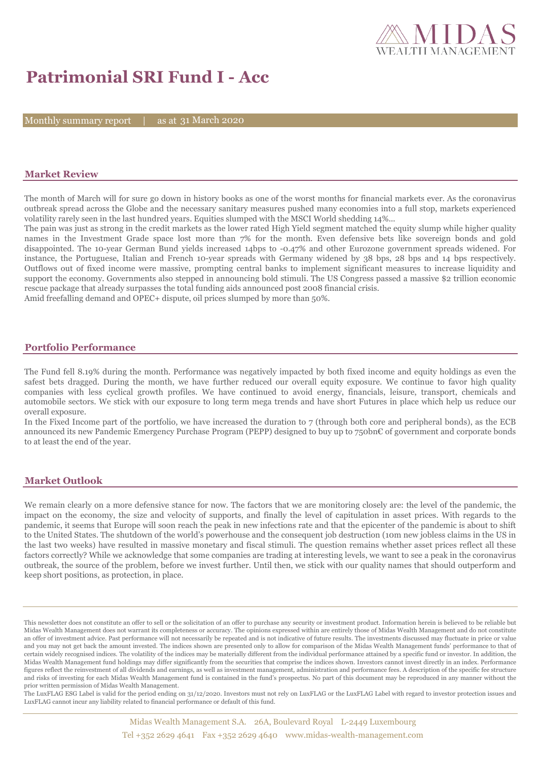# Patrimonial SRI Fund I - Acc

Monthly summary report | as at 31 March 2020

## Market Review

The month of March will for sure go down in history books as one of the worst months for financial markets ever. As the coronavirus outbreak spread across the Globe and the necessary sanitary measures pushed many economies into a full stop, markets experienced volatility rarely seen in the last hundred years. Equities slumped with the MSCI World shedding 14%...

The pain was just as strong in the credit markets as the lower rated High Yield segment matched the equity slump while higher quality names in the Investment Grade space lost more than 7% for the month. Even defensive bets like sovereign bonds and gold disappointed. The 10-year German Bund yields increased 14bps to -0.47% and other Eurozone government spreads widened. For instance, the Portuguese, Italian and French 10-year spreads with Germany widened by 38 bps, 28 bps and 14 bps respectively. Outflows out of fixed income were massive, prompting central banks to implement significant measures to increase liquidity and support the economy. Governments also stepped in announcing bold stimuli. The US Congress passed a massive $2 trillion economic rescue package that already surpasses the total funding aids announced post 2008 financial crisis.

Amid freefalling demand and OPEC+ dispute, oil prices slumped by more than 50%.

## Portfolio Performance

The Fund fell 8.19% during the month. Performance was negatively impacted by both fixed income and equity holdings as even the safest bets dragged. During the month, we have further reduced our overall equity exposure. We continue to favor high quality companies with less cyclical growth profiles. We have continued to avoid energy, financials, leisure, transport, chemicals and automobile sectors. We stick with our exposure to long term mega trends and have short Futures in place which help us reduce our overall exposure.

In the Fixed Income part of the portfolio, we have increased the duration to 7 (through both core and peripheral bonds), as the ECB announced its new Pandemic Emergency Purchase Program (PEPP) designed to buy up to 750bn€ of government and corporate bonds to at least the end of the year.

## Market Outlook

We remain clearly on a more defensive stance for now. The factors that we are monitoring closely are: the level of the pandemic, the impact on the economy, the size and velocity of supports, and finally the level of capitulation in asset prices. With regards to the pandemic, it seems that Europe will soon reach the peak in new infections rate and that the epicenter of the pandemic is about to shift to the United States. The shutdown of the world's powerhouse and the consequent job destruction (10m new jobless claims in the US in the last two weeks) have resulted in massive monetary and fiscal stimuli. The question remains whether asset prices reflect all these factors correctly? While we acknowledge that some companies are trading at interesting levels, we want to see a peak in the coronavirus outbreak, the source of the problem, before we invest further. Until then, we stick with our quality names that should outperform and keep short positions, as protection, in place.

This newsletter does not constitute an offer to sell or the solicitation of an offer to purchase any security or investment product. Information herein is believed to be reliable but Midas Wealth Management does not warrant its completeness or accuracy. The opinions expressed within are entirely those of Midas Wealth Management and do not constitute an offer of investment advice. Past performance will not necessarily be repeated and is not indicative of future results. The investments discussed may fluctuate in price or value and you may not get back the amount invested. The indices shown are presented only to allow for comparison of the Midas Wealth Management funds' performance to that of certain widely recognised indices. The volatility of the indices may be materially different from the individual performance attained by a specific fund or investor. In addition, the Midas Wealth Management fund holdings may differ significantly from the securities that comprise the indices shown. Investors cannot invest directly in an index. Performance figures reflect the reinvestment of all dividends and earnings, as well as investment management, administration and performance fees. A description of the specific fee structure and risks of investing for each Midas Wealth Management fund is contained in the fund's prospectus. No part of this document may be reproduced in any manner without the prior written permission of Midas Wealth Management.

The LuxFLAG ESG Label is valid for the period ending on 31/12/2020. Investors must not rely on LuxFLAG or the LuxFLAG Label with regard to investor protection issues and LuxFLAG cannot incur any liability related to financial performance or default of this fund.

Midas Wealth Management S.A. 26A, Boulevard Royal L-2449 Luxembourg
Tel +352 2629 4641 Fax +352 2629 4640 www.midas-wealth-management.com